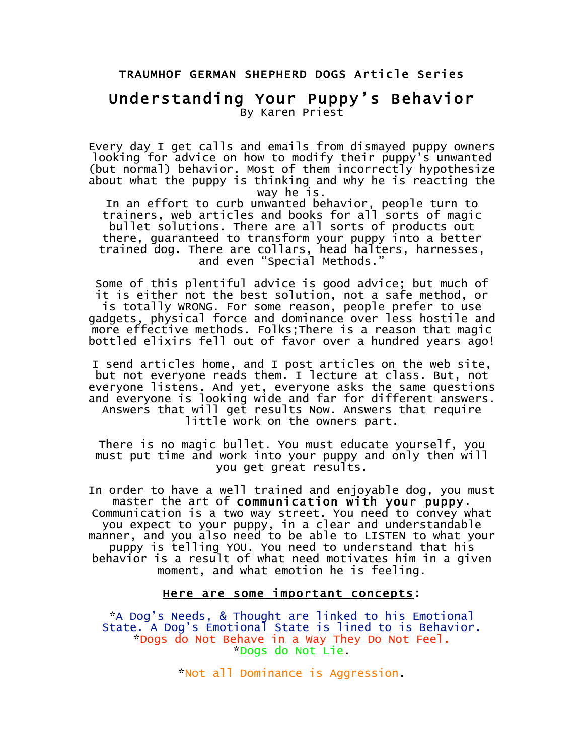TRAUMHOF GERMAN SHEPHERD DOGS Article Series

# Understanding Your Puppy's Behavior

By Karen Priest

Every day I get calls and emails from dismayed puppy owners looking for advice on how to modify their puppy's unwanted (but normal) behavior. Most of them incorrectly hypothesize about what the puppy is thinking and why he is reacting the way he is.

In an effort to curb unwanted behavior, people turn to trainers, web articles and books for all sorts of magic bullet solutions. There are all sorts of products out there, guaranteed to transform your puppy into a better trained dog. There are collars, head halters, harnesses, and even "Special Methods."

Some of this plentiful advice is good advice; but much of it is either not the best solution, not a safe method, or is totally WRONG. For some reason, people prefer to use gadgets, physical force and dominance over less hostile and more effective methods. Folks;There is a reason that magic bottled elixirs fell out of favor over a hundred years ago!

I send articles home, and I post articles on the web site, but not everyone reads them. I lecture at class. But, not everyone listens. And yet, everyone asks the same questions and everyone is looking wide and far for different answers. Answers that will get results Now. Answers that require little work on the owners part.

There is no magic bullet. You must educate yourself, you must put time and work into your puppy and only then will you get great results.

In order to have a well trained and enjoyable dog, you must master the art of **communication with your puppy.** Communication is a two way street. You need to convey what you expect to your puppy, in a clear and understandable manner, and you also need to be able to LISTEN to what your puppy is telling YOU. You need to understand that his behavior is a result of what need motivates him in a given moment, and what emotion he is feeling.

**Here are some important concepts**:

*A Dog's Needs, & Thought are linked to his Emotional State. A Dog's Emotional State is lined to is Behavior.

*Dogs do Not Behave in a Way They Do Not Feel.

*Dogs do Not Lie.

*Not all Dominance is Aggression.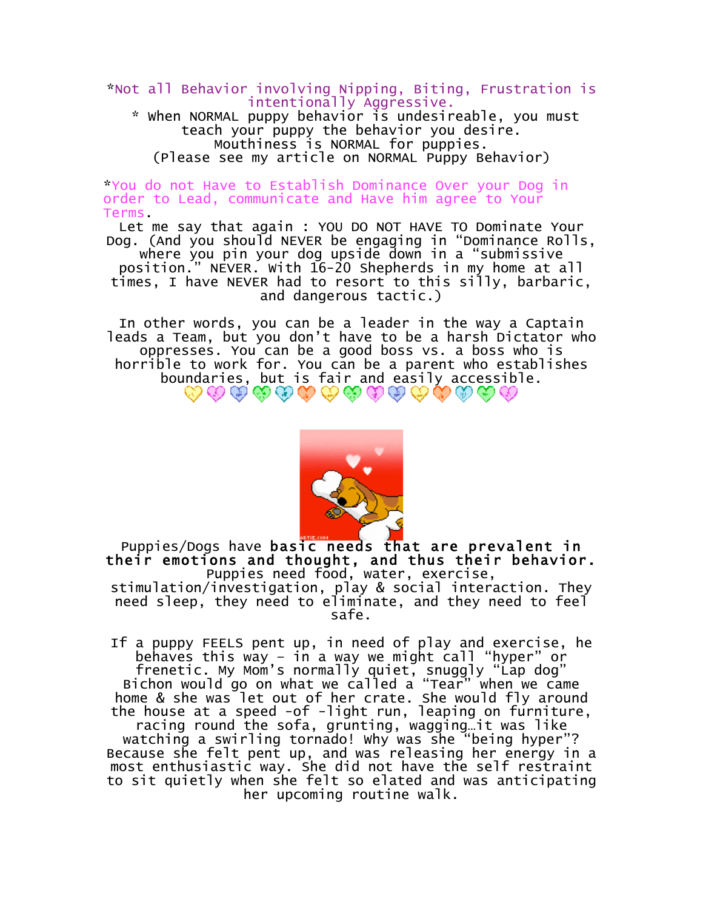*Not all Behavior involving Nipping, Biting, Frustration is intentionally Aggressive.

* When NORMAL puppy behavior is undesireable, you must teach your puppy the behavior you desire. Mouthiness is NORMAL for puppies. (Please see my article on NORMAL Puppy Behavior)

*You do not Have to Establish Dominance Over your Dog in order to Lead, communicate and Have him agree to Your Terms.

Let me say that again : YOU DO NOT HAVE TO Dominate Your Dog. (And you should NEVER be engaging in "Dominance Rolls, where you pin your dog upside down in a "submissive position." NEVER. With 16-20 Shepherds in my home at all times, I have NEVER had to resort to this silly, barbaric, and dangerous tactic.)

In other words, you can be a leader in the way a Captain leads a Team, but you don't have to be a harsh Dictator who oppresses. You can be a good boss vs. a boss who is horrible to work for. You can be a parent who establishes boundaries, but is fair and easily accessible.

Puppies/Dogs have **basic needs that are prevalent in their emotions and thought, and thus their behavior.** Puppies need food, water, exercise, stimulation/investigation, play & social interaction. They need sleep, they need to eliminate, and they need to feel safe.

If a puppy FEELS pent up, in need of play and exercise, he behaves this way – in a way we might call "hyper" or frenetic. My Mom's normally quiet, snuggly "Lap dog" Bichon would go on what we called a "Tear" when we came home & she was let out of her crate. She would fly around the house at a speed -of -light run, leaping on furniture, racing round the sofa, grunting, wagging…it was like watching a swirling tornado! Why was she "being hyper"? Because she felt pent up, and was releasing her energy in a most enthusiastic way. She did not have the self restraint to sit quietly when she felt so elated and was anticipating her upcoming routine walk.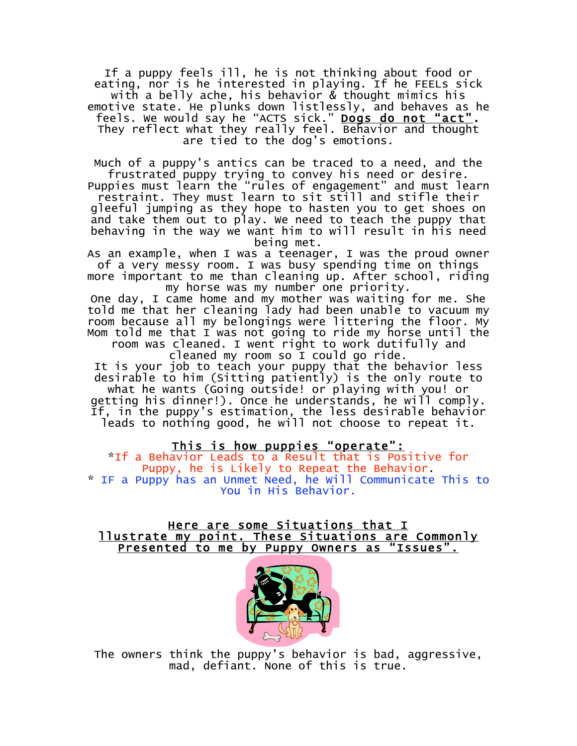If a puppy feels ill, he is not thinking about food or eating, nor is he interested in playing. If he FEELs sick with a belly ache, his behavior & thought mimics his emotive state. He plunks down listlessly, and behaves as he feels. We would say he "ACTS sick." **Dogs do not "act".** They reflect what they really feel. Behavior and thought are tied to the dog's emotions.

Much of a puppy's antics can be traced to a need, and the frustrated puppy trying to convey his need or desire. Puppies must learn the "rules of engagement" and must learn restraint. They must learn to sit still and stifle their gleeful jumping as they hope to hasten you to get shoes on and take them out to play. We need to teach the puppy that behaving in the way we want him to will result in his need being met.

As an example, when I was a teenager, I was the proud owner of a very messy room. I was busy spending time on things more important to me than cleaning up. After school, riding my horse was my number one priority.

One day, I came home and my mother was waiting for me. She told me that her cleaning lady had been unable to vacuum my room because all my belongings were littering the floor. My Mom told me that I was not going to ride my horse until the room was cleaned. I went right to work dutifully and cleaned my room so I could go ride.

It is your job to teach your puppy that the behavior less desirable to him (Sitting patiently) is the only route to what he wants (Going outside! or playing with you! or getting his dinner!). Once he understands, he will comply. If, in the puppy's estimation, the less desirable behavior leads to nothing good, he will not choose to repeat it.

**This is how puppies "operate":**

*If a Behavior Leads to a Result that is Positive for Puppy, he is Likely to Repeat the Behavior.

* IF a Puppy has an Unmet Need, he Will Communicate This to You in His Behavior.

**Here are some Situations that I llustrate my point. These Situations are Commonly Presented to me by Puppy Owners as "Issues".**

The owners think the puppy's behavior is bad, aggressive, mad, defiant. None of this is true.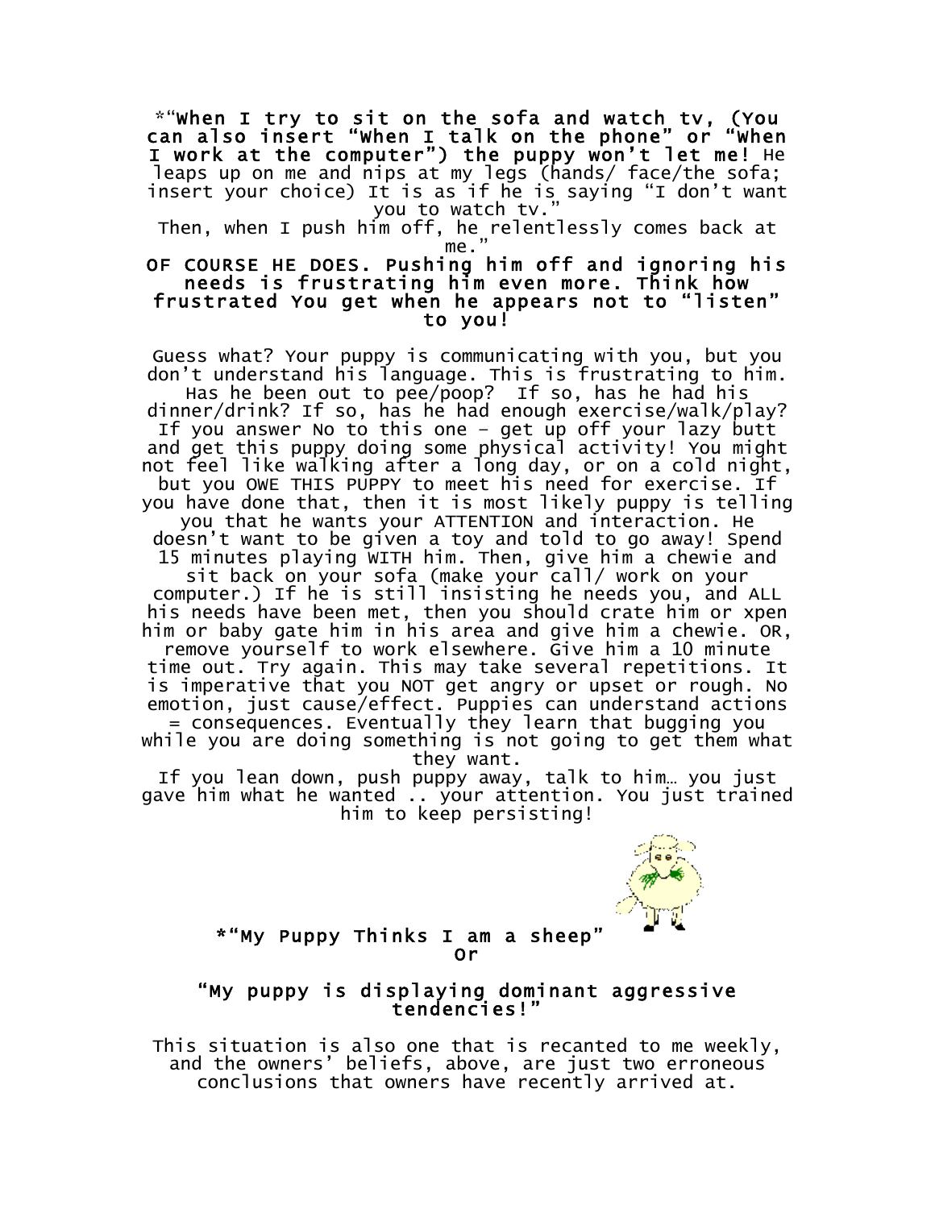**\*"When I try to sit on the sofa and watch tv, (You can also insert "When I talk on the phone" or "When I work at the computer") the puppy won't let me!** He leaps up on me and nips at my legs (hands/ face/the sofa; insert your choice) It is as if he is saying "I don't want you to watch tv."

Then, when I push him off, he relentlessly comes back at me."

**OF COURSE HE DOES. Pushing him off and ignoring his needs is frustrating him even more. Think how frustrated You get when he appears not to "listen" to you!**

Guess what? Your puppy is communicating with you, but you don't understand his language. This is frustrating to him. Has he been out to pee/poop? If so, has he had his dinner/drink? If so, has he had enough exercise/walk/play? If you answer No to this one – get up off your lazy butt and get this puppy doing some physical activity! You might not feel like walking after a long day, or on a cold night, but you OWE THIS PUPPY to meet his need for exercise. If you have done that, then it is most likely puppy is telling you that he wants your ATTENTION and interaction. He doesn't want to be given a toy and told to go away! Spend 15 minutes playing WITH him. Then, give him a chewie and sit back on your sofa (make your call/ work on your computer.) If he is still insisting he needs you, and ALL his needs have been met, then you should crate him or xpen him or baby gate him in his area and give him a chewie. OR, remove yourself to work elsewhere. Give him a 10 minute time out. Try again. This may take several repetitions. It is imperative that you NOT get angry or upset or rough. No emotion, just cause/effect. Puppies can understand actions = consequences. Eventually they learn that bugging you while you are doing something is not going to get them what they want.

If you lean down, push puppy away, talk to him… you just gave him what he wanted .. your attention. You just trained him to keep persisting!

**\*"My Puppy Thinks I am a sheep"**
**Or**

**"My puppy is displaying dominant aggressive tendencies!"**

This situation is also one that is recanted to me weekly, and the owners' beliefs, above, are just two erroneous conclusions that owners have recently arrived at.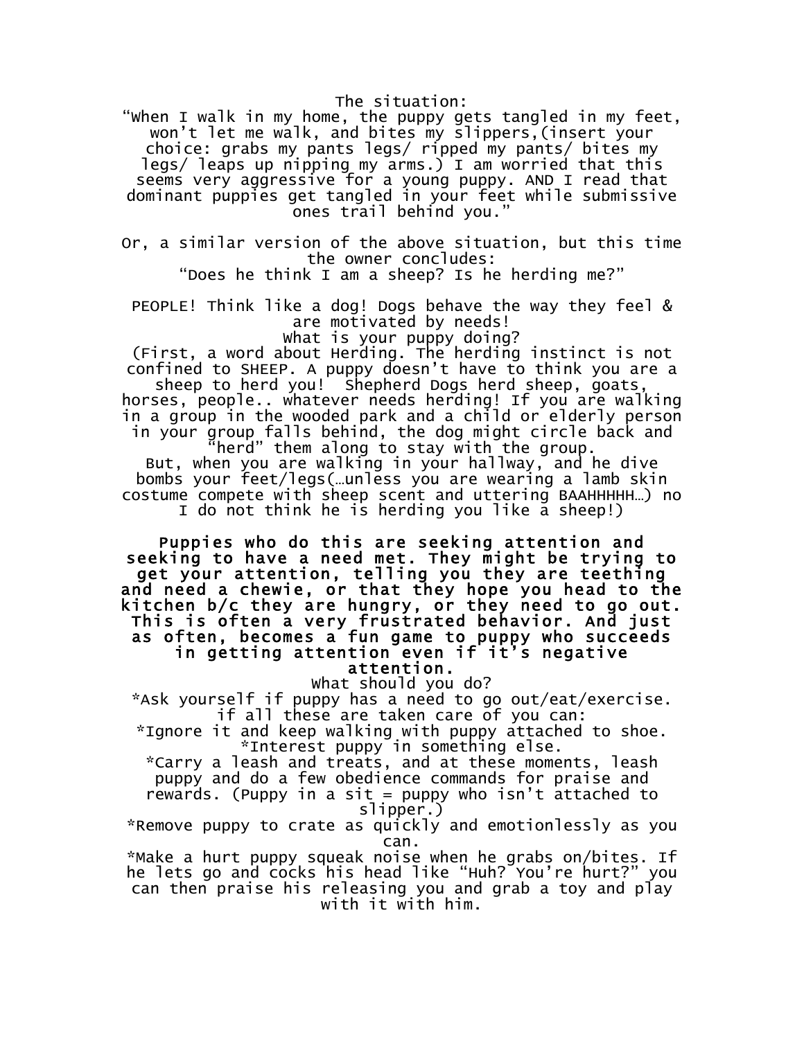The situation:

"When I walk in my home, the puppy gets tangled in my feet, won't let me walk, and bites my slippers,(insert your choice: grabs my pants legs/ ripped my pants/ bites my legs/ leaps up nipping my arms.) I am worried that this seems very aggressive for a young puppy. AND I read that dominant puppies get tangled in your feet while submissive ones trail behind you."

Or, a similar version of the above situation, but this time the owner concludes:

"Does he think I am a sheep? Is he herding me?"

PEOPLE! Think like a dog! Dogs behave the way they feel & are motivated by needs!

What is your puppy doing?

(First, a word about Herding. The herding instinct is not confined to SHEEP. A puppy doesn't have to think you are a sheep to herd you! Shepherd Dogs herd sheep, goats, horses, people.. whatever needs herding! If you are walking in a group in the wooded park and a child or elderly person in your group falls behind, the dog might circle back and "herd" them along to stay with the group.

But, when you are walking in your hallway, and he dive bombs your feet/legs(…unless you are wearing a lamb skin costume compete with sheep scent and uttering BAAHHHHH…) no I do not think he is herding you like a sheep!)

**Puppies who do this are seeking attention and seeking to have a need met. They might be trying to get your attention, telling you they are teething and need a chewie, or that they hope you head to the kitchen b/c they are hungry, or they need to go out. This is often a very frustrated behavior. And just as often, becomes a fun game to puppy who succeeds in getting attention even if it's negative attention.**

What should you do?

*Ask yourself if puppy has a need to go out/eat/exercise. if all these are taken care of you can:

*Ignore it and keep walking with puppy attached to shoe.

*Interest puppy in something else.

*Carry a leash and treats, and at these moments, leash puppy and do a few obedience commands for praise and rewards. (Puppy in a sit = puppy who isn't attached to slipper.)

*Remove puppy to crate as quickly and emotionlessly as you can.

*Make a hurt puppy squeak noise when he grabs on/bites. If he lets go and cocks his head like "Huh? You're hurt?" you can then praise his releasing you and grab a toy and play with it with him.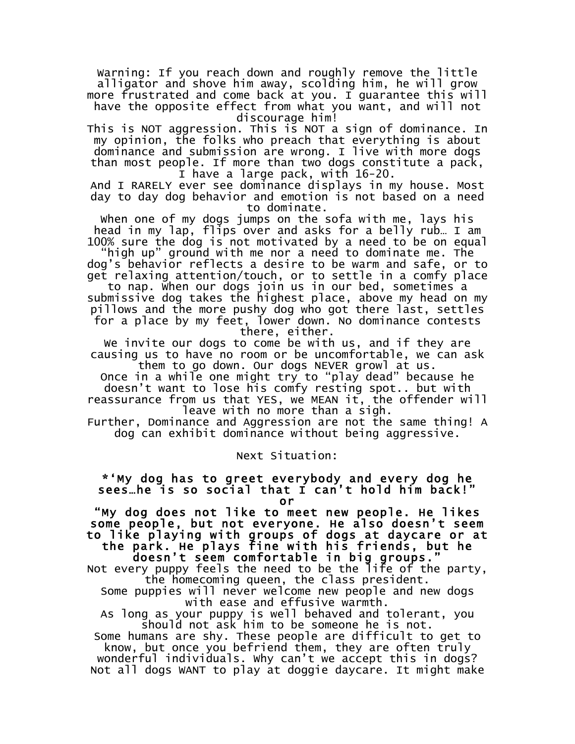Warning: If you reach down and roughly remove the little alligator and shove him away, scolding him, he will grow more frustrated and come back at you. I guarantee this will have the opposite effect from what you want, and will not discourage him!

This is NOT aggression. This is NOT a sign of dominance. In my opinion, the folks who preach that everything is about dominance and submission are wrong. I live with more dogs than most people. If more than two dogs constitute a pack, I have a large pack, with 16-20.

And I RARELY ever see dominance displays in my house. Most day to day dog behavior and emotion is not based on a need to dominate.

When one of my dogs jumps on the sofa with me, lays his head in my lap, flips over and asks for a belly rub… I am 100% sure the dog is not motivated by a need to be on equal "high up" ground with me nor a need to dominate me. The dog's behavior reflects a desire to be warm and safe, or to get relaxing attention/touch, or to settle in a comfy place to nap. When our dogs join us in our bed, sometimes a submissive dog takes the highest place, above my head on my pillows and the more pushy dog who got there last, settles for a place by my feet, lower down. No dominance contests there, either.

We invite our dogs to come be with us, and if they are causing us to have no room or be uncomfortable, we can ask them to go down. Our dogs NEVER growl at us.

Once in a while one might try to "play dead" because he doesn't want to lose his comfy resting spot.. but with reassurance from us that YES, we MEAN it, the offender will leave with no more than a sigh.

Further, Dominance and Aggression are not the same thing! A dog can exhibit dominance without being aggressive.

Next Situation:

**\*'My dog has to greet everybody and every dog he sees…he is so social that I can't hold him back!"**

**or**

**"My dog does not like to meet new people. He likes some people, but not everyone. He also doesn't seem to like playing with groups of dogs at daycare or at the park. He plays fine with his friends, but he doesn't seem comfortable in big groups."**

Not every puppy feels the need to be the life of the party, the homecoming queen, the class president.

Some puppies will never welcome new people and new dogs with ease and effusive warmth.

As long as your puppy is well behaved and tolerant, you should not ask him to be someone he is not.

Some humans are shy. These people are difficult to get to know, but once you befriend them, they are often truly wonderful individuals. Why can't we accept this in dogs?

Not all dogs WANT to play at doggie daycare. It might make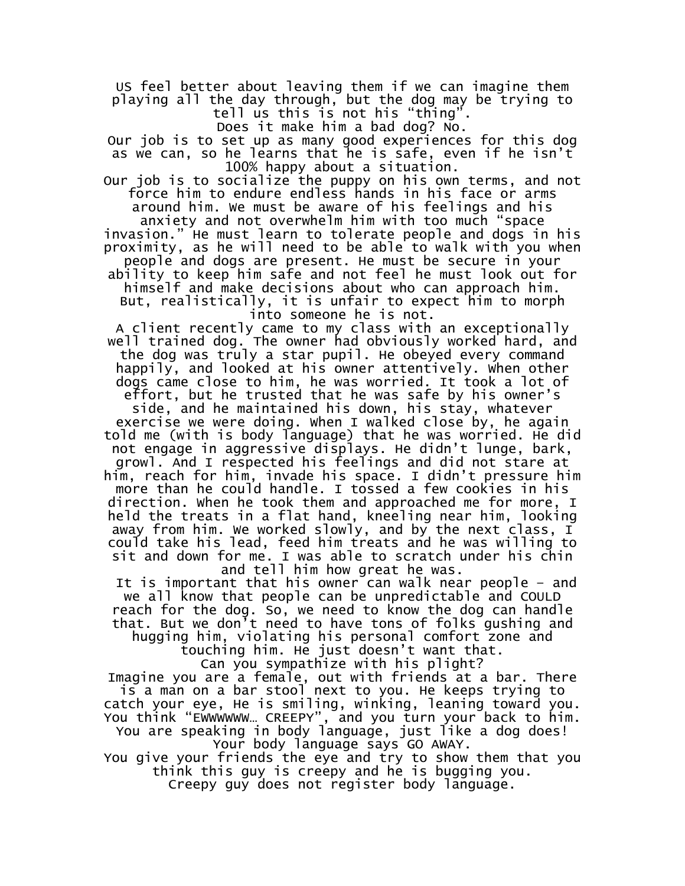US feel better about leaving them if we can imagine them playing all the day through, but the dog may be trying to tell us this is not his "thing".

Does it make him a bad dog? No.

Our job is to set up as many good experiences for this dog as we can, so he learns that he is safe, even if he isn't 100% happy about a situation.

Our job is to socialize the puppy on his own terms, and not force him to endure endless hands in his face or arms around him. We must be aware of his feelings and his anxiety and not overwhelm him with too much "space invasion." He must learn to tolerate people and dogs in his proximity, as he will need to be able to walk with you when people and dogs are present. He must be secure in your ability to keep him safe and not feel he must look out for himself and make decisions about who can approach him. But, realistically, it is unfair to expect him to morph into someone he is not.

A client recently came to my class with an exceptionally well trained dog. The owner had obviously worked hard, and the dog was truly a star pupil. He obeyed every command happily, and looked at his owner attentively. When other dogs came close to him, he was worried. It took a lot of effort, but he trusted that he was safe by his owner's side, and he maintained his down, his stay, whatever exercise we were doing. When I walked close by, he again told me (with is body language) that he was worried. He did not engage in aggressive displays. He didn't lunge, bark, growl. And I respected his feelings and did not stare at him, reach for him, invade his space. I didn't pressure him more than he could handle. I tossed a few cookies in his direction. When he took them and approached me for more, I held the treats in a flat hand, kneeling near him, looking away from him. We worked slowly, and by the next class, I could take his lead, feed him treats and he was willing to sit and down for me. I was able to scratch under his chin and tell him how great he was.

It is important that his owner can walk near people – and we all know that people can be unpredictable and COULD reach for the dog. So, we need to know the dog can handle that. But we don't need to have tons of folks gushing and hugging him, violating his personal comfort zone and touching him. He just doesn't want that.

Can you sympathize with his plight?

Imagine you are a female, out with friends at a bar. There is a man on a bar stool next to you. He keeps trying to catch your eye, He is smiling, winking, leaning toward you. You think "EWWWWWW… CREEPY", and you turn your back to him. You are speaking in body language, just like a dog does! Your body language says GO AWAY.

You give your friends the eye and try to show them that you think this guy is creepy and he is bugging you.

Creepy guy does not register body language.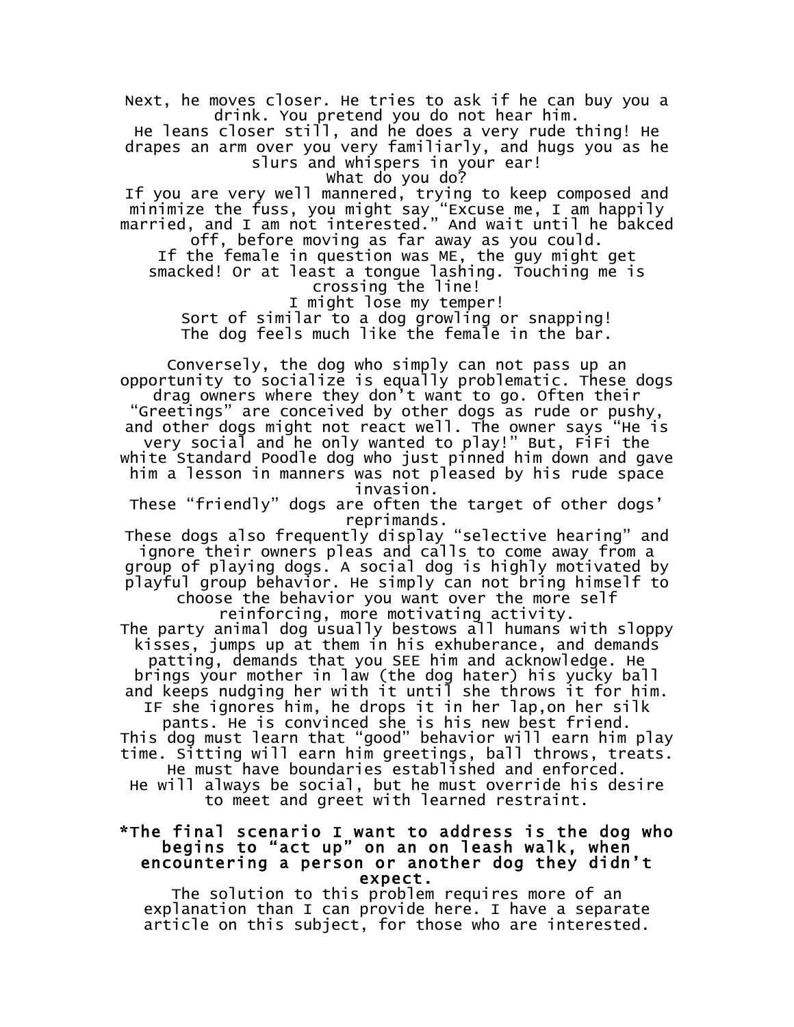Next, he moves closer. He tries to ask if he can buy you a drink. You pretend you do not hear him.
He leans closer still, and he does a very rude thing! He drapes an arm over you very familiarly, and hugs you as he slurs and whispers in your ear!
What do you do?
If you are very well mannered, trying to keep composed and minimize the fuss, you might say "Excuse me, I am happily married, and I am not interested." And wait until he bakced off, before moving as far away as you could.
If the female in question was ME, the guy might get smacked! Or at least a tongue lashing. Touching me is crossing the line!
I might lose my temper!
Sort of similar to a dog growling or snapping!
The dog feels much like the female in the bar.

Conversely, the dog who simply can not pass up an opportunity to socialize is equally problematic. These dogs drag owners where they don't want to go. Often their "Greetings" are conceived by other dogs as rude or pushy, and other dogs might not react well. The owner says "He is very social and he only wanted to play!" But, FiFi the white Standard Poodle dog who just pinned him down and gave him a lesson in manners was not pleased by his rude space invasion.
These "friendly" dogs are often the target of other dogs' reprimands.
These dogs also frequently display "selective hearing" and ignore their owners pleas and calls to come away from a group of playing dogs. A social dog is highly motivated by playful group behavior. He simply can not bring himself to choose the behavior you want over the more self reinforcing, more motivating activity.
The party animal dog usually bestows all humans with sloppy kisses, jumps up at them in his exhuberance, and demands patting, demands that you SEE him and acknowledge. He brings your mother in law (the dog hater) his yucky ball and keeps nudging her with it until she throws it for him. IF she ignores him, he drops it in her lap,on her silk pants. He is convinced she is his new best friend.
This dog must learn that "good" behavior will earn him play time. Sitting will earn him greetings, ball throws, treats. He must have boundaries established and enforced.
He will always be social, but he must override his desire to meet and greet with learned restraint.

**\*The final scenario I want to address is the dog who begins to "act up" on an on leash walk, when encountering a person or another dog they didn't expect.**
The solution to this problem requires more of an explanation than I can provide here. I have a separate article on this subject, for those who are interested.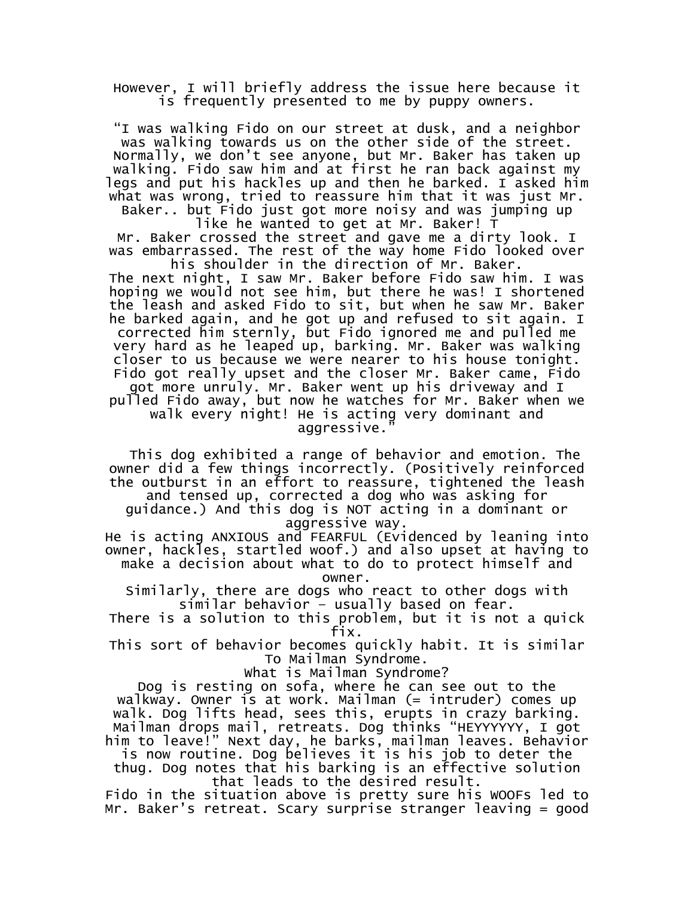However, I will briefly address the issue here because it is frequently presented to me by puppy owners.

“I was walking Fido on our street at dusk, and a neighbor was walking towards us on the other side of the street. Normally, we don’t see anyone, but Mr. Baker has taken up walking. Fido saw him and at first he ran back against my legs and put his hackles up and then he barked. I asked him what was wrong, tried to reassure him that it was just Mr. Baker.. but Fido just got more noisy and was jumping up like he wanted to get at Mr. Baker! T

Mr. Baker crossed the street and gave me a dirty look. I was embarrassed. The rest of the way home Fido looked over his shoulder in the direction of Mr. Baker.

The next night, I saw Mr. Baker before Fido saw him. I was hoping we would not see him, but there he was! I shortened the leash and asked Fido to sit, but when he saw Mr. Baker he barked again, and he got up and refused to sit again. I corrected him sternly, but Fido ignored me and pulled me very hard as he leaped up, barking. Mr. Baker was walking closer to us because we were nearer to his house tonight. Fido got really upset and the closer Mr. Baker came, Fido got more unruly. Mr. Baker went up his driveway and I pulled Fido away, but now he watches for Mr. Baker when we walk every night! He is acting very dominant and aggressive.”

This dog exhibited a range of behavior and emotion. The owner did a few things incorrectly. (Positively reinforced the outburst in an effort to reassure, tightened the leash and tensed up, corrected a dog who was asking for guidance.) And this dog is NOT acting in a dominant or aggressive way.

He is acting ANXIOUS and FEARFUL (Evidenced by leaning into owner, hackles, startled woof.) and also upset at having to make a decision about what to do to protect himself and owner.

Similarly, there are dogs who react to other dogs with similar behavior – usually based on fear.

There is a solution to this problem, but it is not a quick fix.

This sort of behavior becomes quickly habit. It is similar To Mailman Syndrome.

What is Mailman Syndrome?

Dog is resting on sofa, where he can see out to the walkway. Owner is at work. Mailman (= intruder) comes up walk. Dog lifts head, sees this, erupts in crazy barking. Mailman drops mail, retreats. Dog thinks “HEYYYYYYY, I got him to leave!” Next day, he barks, mailman leaves. Behavior is now routine. Dog believes it is his job to deter the thug. Dog notes that his barking is an effective solution that leads to the desired result.

Fido in the situation above is pretty sure his WOOFs led to Mr. Baker’s retreat. Scary surprise stranger leaving = good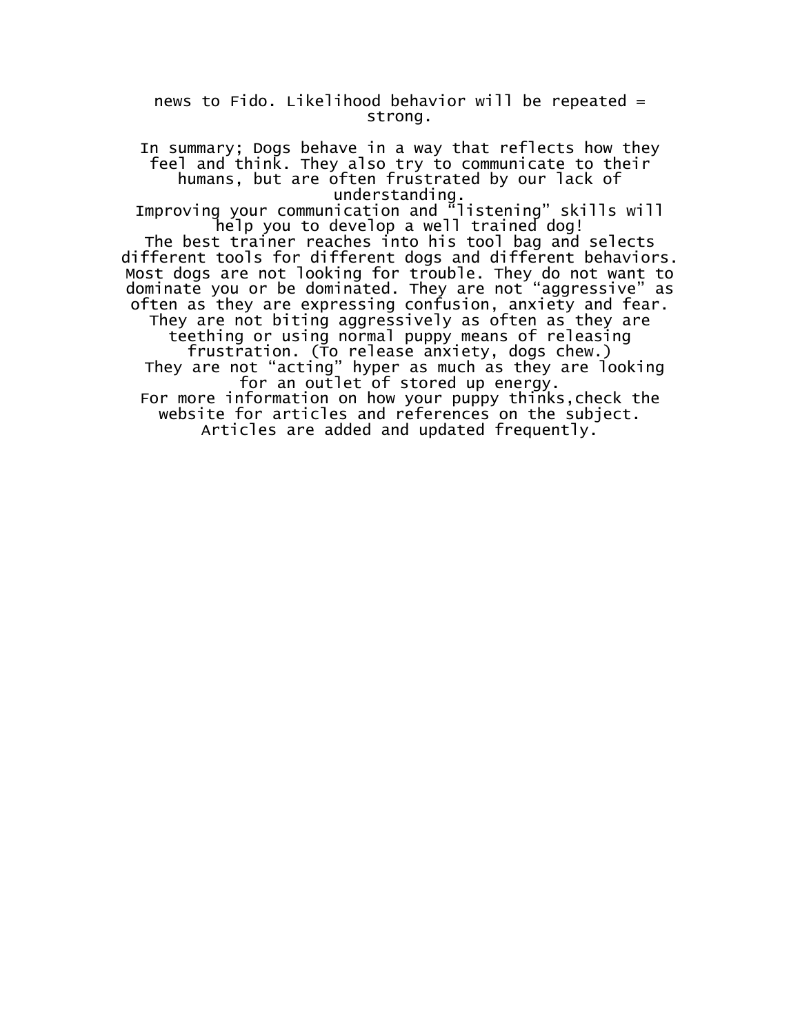news to Fido. Likelihood behavior will be repeated = strong.

In summary; Dogs behave in a way that reflects how they feel and think. They also try to communicate to their humans, but are often frustrated by our lack of understanding.
Improving your communication and “listening” skills will help you to develop a well trained dog!
The best trainer reaches into his tool bag and selects different tools for different dogs and different behaviors.
Most dogs are not looking for trouble. They do not want to dominate you or be dominated. They are not “aggressive” as often as they are expressing confusion, anxiety and fear.
They are not biting aggressively as often as they are teething or using normal puppy means of releasing frustration. (To release anxiety, dogs chew.)
They are not “acting” hyper as much as they are looking for an outlet of stored up energy.
For more information on how your puppy thinks,check the website for articles and references on the subject.
Articles are added and updated frequently.